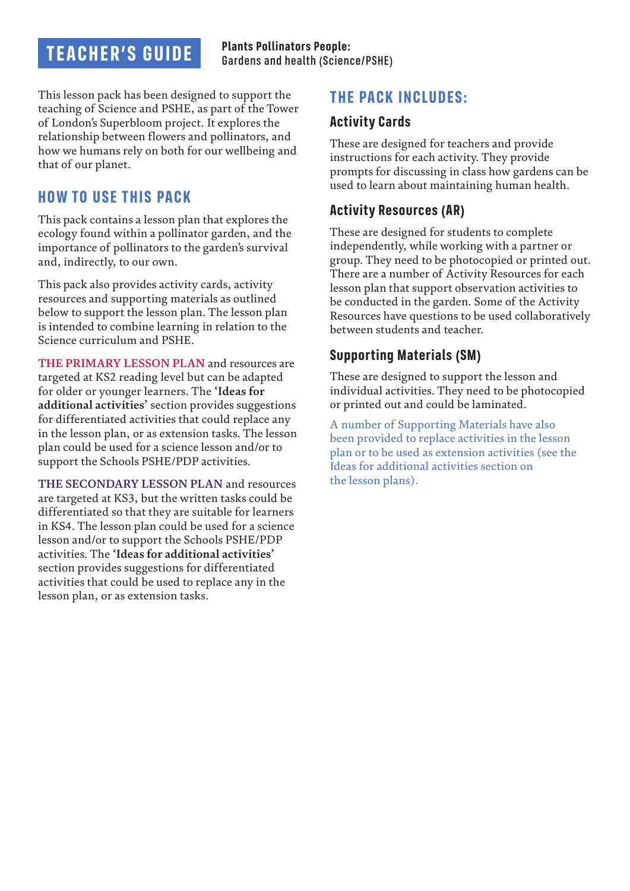# TEACHER'S GUIDE

**Plants Pollinators People:**
Gardens and health (Science/PSHE)

This lesson pack has been designed to support the teaching of Science and PSHE, as part of the Tower of London's Superbloom project. It explores the relationship between flowers and pollinators, and how we humans rely on both for our wellbeing and that of our planet.

## HOW TO USE THIS PACK

This pack contains a lesson plan that explores the ecology found within a pollinator garden, and the importance of pollinators to the garden's survival and, indirectly, to our own.

This pack also provides activity cards, activity resources and supporting materials as outlined below to support the lesson plan. The lesson plan is intended to combine learning in relation to the Science curriculum and PSHE.

THE PRIMARY LESSON PLAN and resources are targeted at KS2 reading level but can be adapted for older or younger learners. The **'Ideas for additional activities'** section provides suggestions for differentiated activities that could replace any in the lesson plan, or as extension tasks. The lesson plan could be used for a science lesson and/or to support the Schools PSHE/PDP activities.

THE SECONDARY LESSON PLAN and resources are targeted at KS3, but the written tasks could be differentiated so that they are suitable for learners in KS4. The lesson plan could be used for a science lesson and/or to support the Schools PSHE/PDP activities. The **'Ideas for additional activities'** section provides suggestions for differentiated activities that could be used to replace any in the lesson plan, or as extension tasks.

## THE PACK INCLUDES:

### Activity Cards

These are designed for teachers and provide instructions for each activity. They provide prompts for discussing in class how gardens can be used to learn about maintaining human health.

### Activity Resources (AR)

These are designed for students to complete independently, while working with a partner or group. They need to be photocopied or printed out. There are a number of Activity Resources for each lesson plan that support observation activities to be conducted in the garden. Some of the Activity Resources have questions to be used collaboratively between students and teacher.

### Supporting Materials (SM)

These are designed to support the lesson and individual activities. They need to be photocopied or printed out and could be laminated.

A number of Supporting Materials have also been provided to replace activities in the lesson plan or to be used as extension activities (see the Ideas for additional activities section on the lesson plans).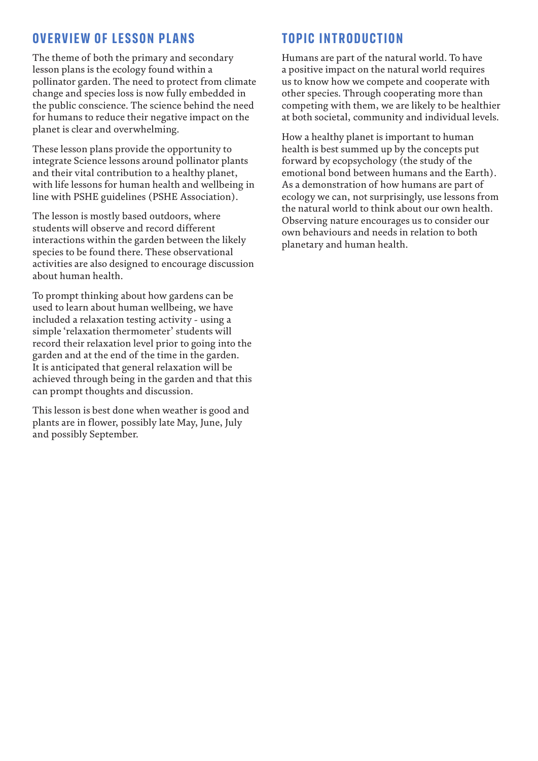## OVERVIEW OF LESSON PLANS

The theme of both the primary and secondary lesson plans is the ecology found within a pollinator garden. The need to protect from climate change and species loss is now fully embedded in the public conscience. The science behind the need for humans to reduce their negative impact on the planet is clear and overwhelming.

These lesson plans provide the opportunity to integrate Science lessons around pollinator plants and their vital contribution to a healthy planet, with life lessons for human health and wellbeing in line with PSHE guidelines (PSHE Association).

The lesson is mostly based outdoors, where students will observe and record different interactions within the garden between the likely species to be found there. These observational activities are also designed to encourage discussion about human health.

To prompt thinking about how gardens can be used to learn about human wellbeing, we have included a relaxation testing activity - using a simple 'relaxation thermometer' students will record their relaxation level prior to going into the garden and at the end of the time in the garden. It is anticipated that general relaxation will be achieved through being in the garden and that this can prompt thoughts and discussion.

This lesson is best done when weather is good and plants are in flower, possibly late May, June, July and possibly September.

## TOPIC INTRODUCTION

Humans are part of the natural world. To have a positive impact on the natural world requires us to know how we compete and cooperate with other species. Through cooperating more than competing with them, we are likely to be healthier at both societal, community and individual levels.

How a healthy planet is important to human health is best summed up by the concepts put forward by ecopsychology (the study of the emotional bond between humans and the Earth). As a demonstration of how humans are part of ecology we can, not surprisingly, use lessons from the natural world to think about our own health. Observing nature encourages us to consider our own behaviours and needs in relation to both planetary and human health.